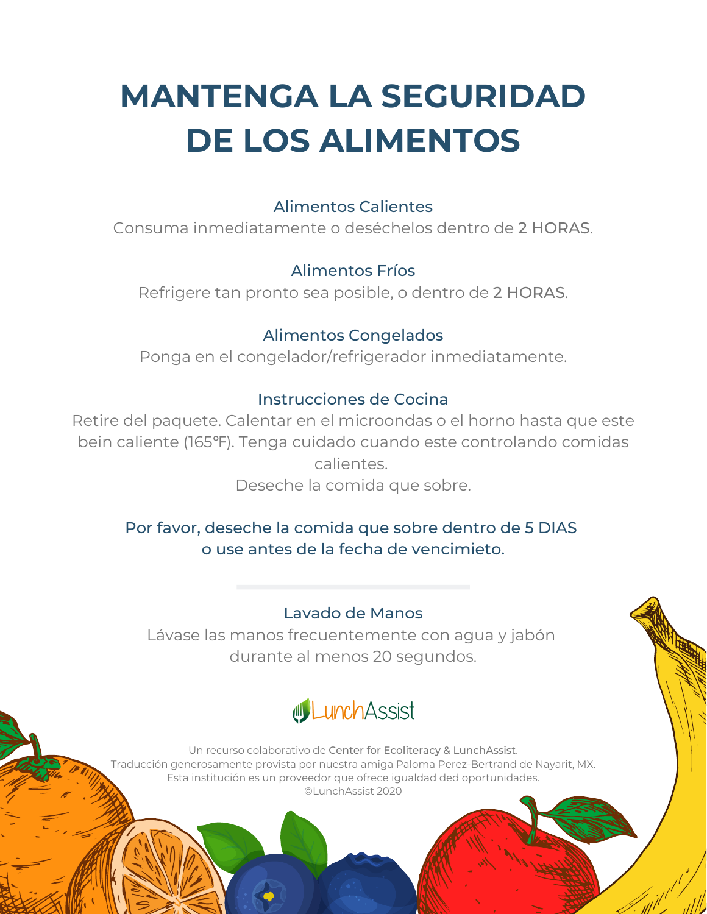# MANTENGA LA SEGURIDAD DE LOS ALIMENTOS

### Alimentos Calientes

Consuma inmediatamente o deséchelos dentro de **2 HORAS**.

### Alimentos Fríos

Refrigere tan pronto sea posible, o dentro de **2 HORAS**.

### Alimentos Congelados

Ponga en el congelador/refrigerador inmediatamente.

### Instrucciones de Cocina

Retire del paquete. Calentar en el microondas o el horno hasta que este bein caliente (165°F). Tenga cuidado cuando este controlando comidas calientes.

Deseche la comida que sobre.

**Por favor, deseche la comida que sobre dentro de 5 DIAS o use antes de la fecha de vencimieto.**

---

### Lavado de Manos

Lávase las manos frecuentemente con agua y jabón durante al menos 20 segundos.

LunchAssist

Un recurso colaborativo de **Center for Ecoliteracy & LunchAssist**.
Traducción generosamente provista por nuestra amiga Paloma Perez-Bertrand de Nayarit, MX.
Esta institución es un proveedor que ofrece igualdad ded oportunidades.
©LunchAssist 2020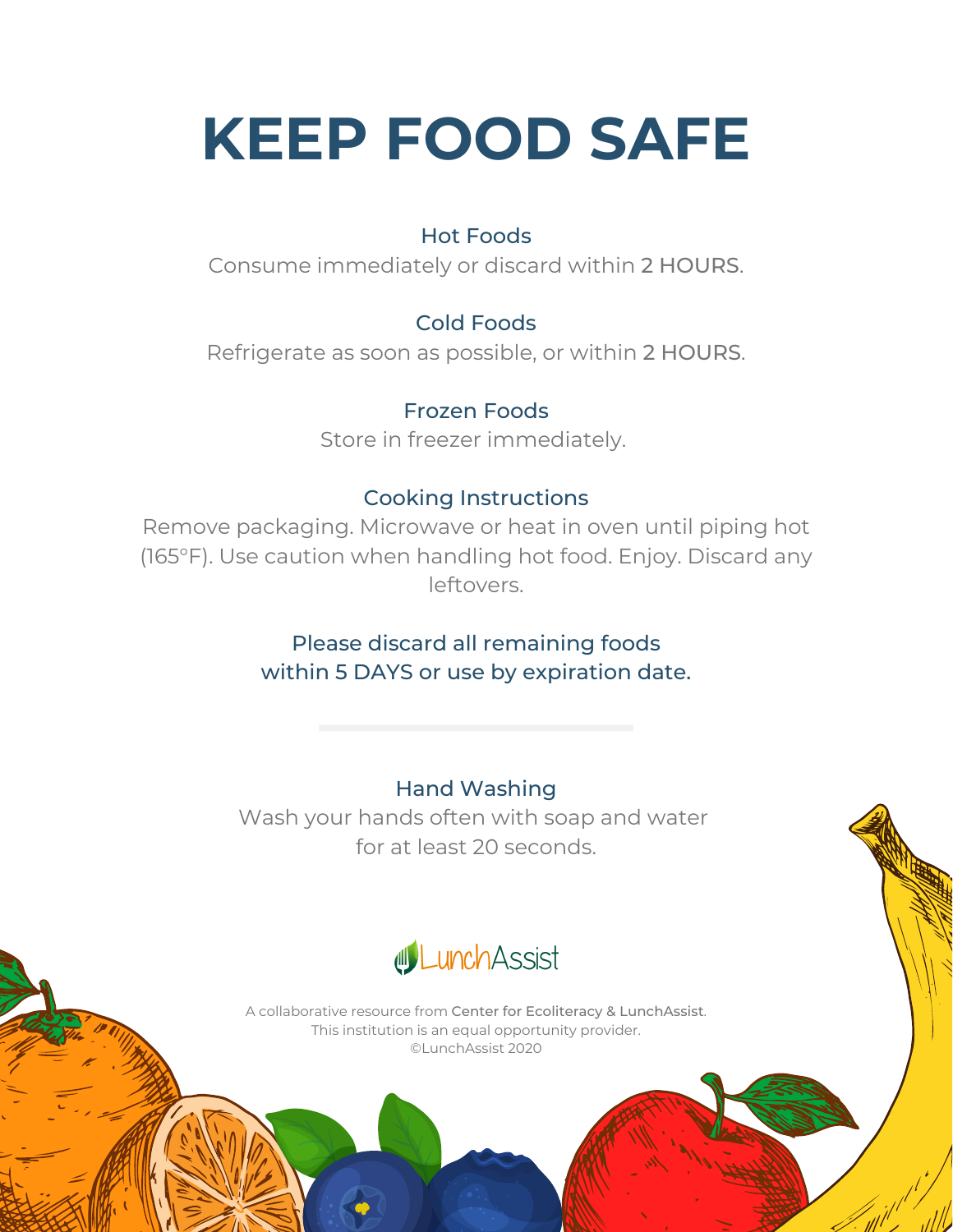# KEEP FOOD SAFE

### Hot Foods

Consume immediately or discard within **2 HOURS**.

### Cold Foods

Refrigerate as soon as possible, or within **2 HOURS**.

### Frozen Foods

Store in freezer immediately.

### Cooking Instructions

Remove packaging. Microwave or heat in oven until piping hot (165°F). Use caution when handling hot food. Enjoy. Discard any leftovers.

**Please discard all remaining foods within 5 DAYS or use by expiration date.**

---

### Hand Washing

Wash your hands often with soap and water for at least 20 seconds.

LunchAssist

A collaborative resource from Center for Ecoliteracy & LunchAssist.
This institution is an equal opportunity provider.
©LunchAssist 2020